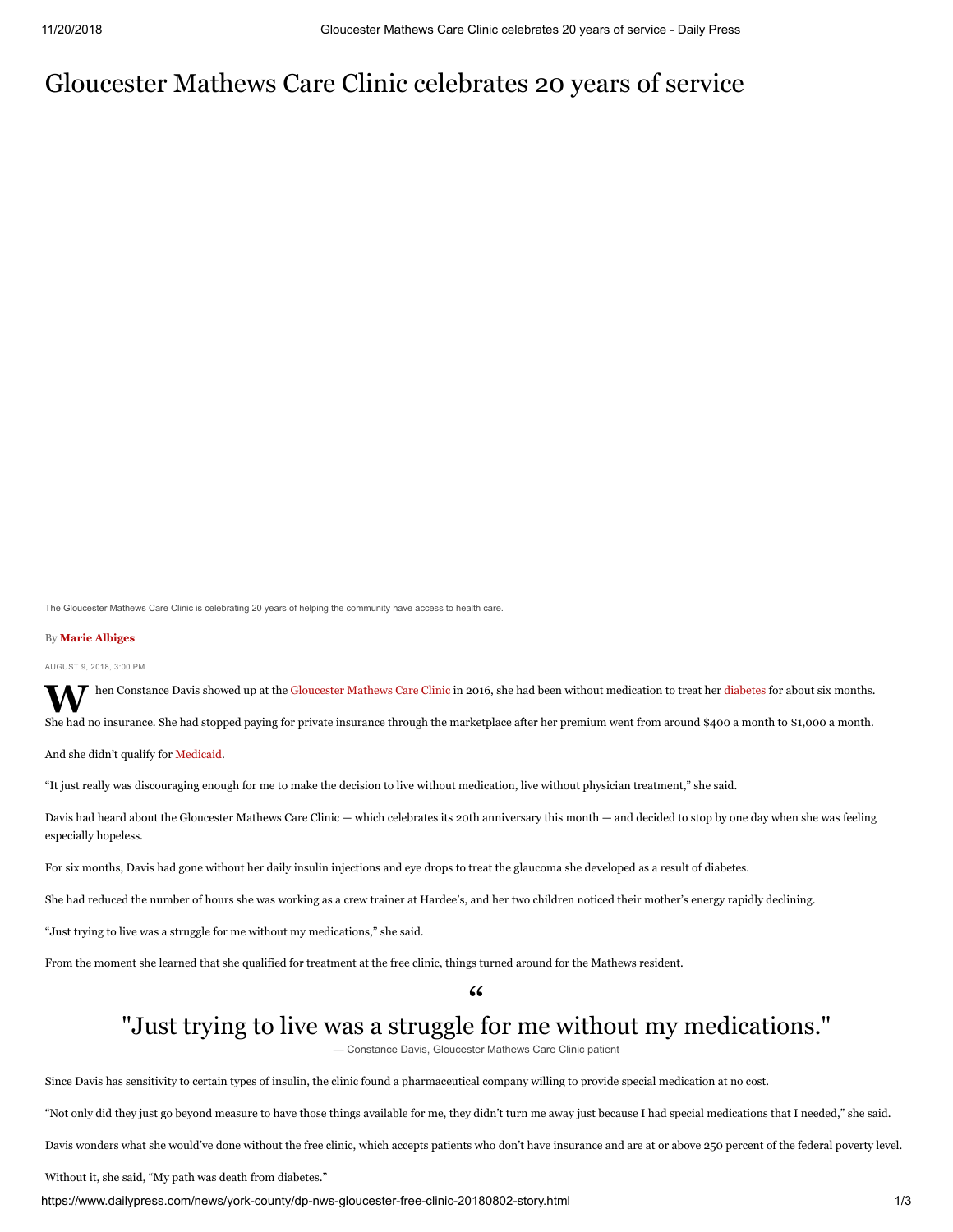# Gloucester Mathews Care Clinic celebrates 20 years of service

The Gloucester Mathews Care Clinic is celebrating 20 years of helping the community have access to health care.

By **Marie Albiges**

AUGUST 9, 2018, 3:00 PM

When Constance Davis showed up at the Gloucester Mathews Care Clinic in 2016, she had been without medication to treat her diabetes for about six months.

She had no insurance. She had stopped paying for private insurance through the marketplace after her premium went from around $400 a month to $1,000 a month.

And she didn't qualify for Medicaid.

"It just really was discouraging enough for me to make the decision to live without medication, live without physician treatment," she said.

Davis had heard about the Gloucester Mathews Care Clinic — which celebrates its 20th anniversary this month — and decided to stop by one day when she was feeling especially hopeless.

For six months, Davis had gone without her daily insulin injections and eye drops to treat the glaucoma she developed as a result of diabetes.

She had reduced the number of hours she was working as a crew trainer at Hardee's, and her two children noticed their mother's energy rapidly declining.

"Just trying to live was a struggle for me without my medications," she said.

From the moment she learned that she qualified for treatment at the free clinic, things turned around for the Mathews resident.

> "Just trying to live was a struggle for me without my medications."
>
> — Constance Davis, Gloucester Mathews Care Clinic patient

Since Davis has sensitivity to certain types of insulin, the clinic found a pharmaceutical company willing to provide special medication at no cost.

"Not only did they just go beyond measure to have those things available for me, they didn't turn me away just because I had special medications that I needed," she said.

Davis wonders what she would've done without the free clinic, which accepts patients who don't have insurance and are at or above 250 percent of the federal poverty level.

Without it, she said, "My path was death from diabetes."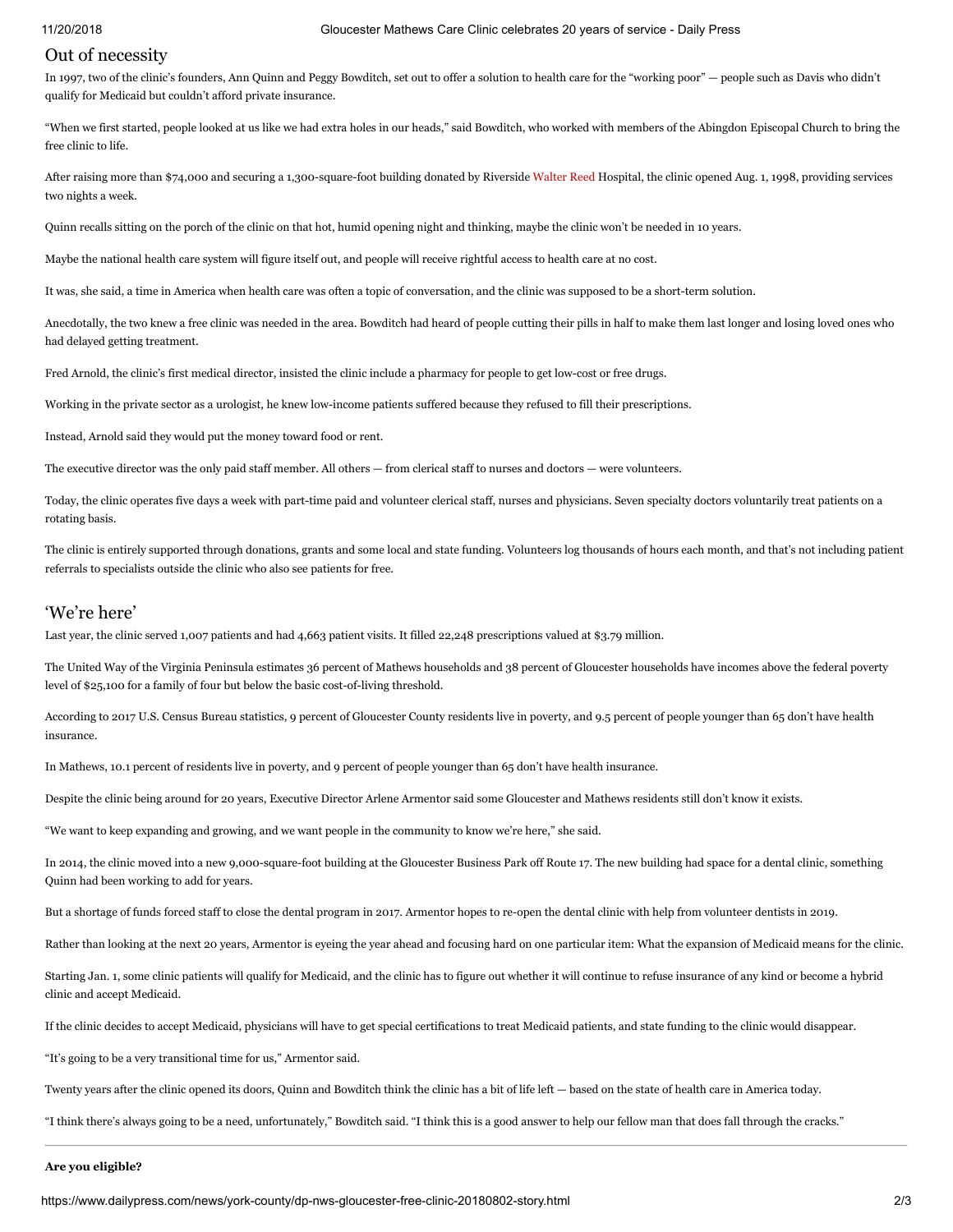## Out of necessity

In 1997, two of the clinic's founders, Ann Quinn and Peggy Bowditch, set out to offer a solution to health care for the "working poor" — people such as Davis who didn't qualify for Medicaid but couldn't afford private insurance.

"When we first started, people looked at us like we had extra holes in our heads," said Bowditch, who worked with members of the Abingdon Episcopal Church to bring the free clinic to life.

After raising more than $74,000 and securing a 1,300-square-foot building donated by Riverside Walter Reed Hospital, the clinic opened Aug. 1, 1998, providing services two nights a week.

Quinn recalls sitting on the porch of the clinic on that hot, humid opening night and thinking, maybe the clinic won't be needed in 10 years.

Maybe the national health care system will figure itself out, and people will receive rightful access to health care at no cost.

It was, she said, a time in America when health care was often a topic of conversation, and the clinic was supposed to be a short-term solution.

Anecdotally, the two knew a free clinic was needed in the area. Bowditch had heard of people cutting their pills in half to make them last longer and losing loved ones who had delayed getting treatment.

Fred Arnold, the clinic's first medical director, insisted the clinic include a pharmacy for people to get low-cost or free drugs.

Working in the private sector as a urologist, he knew low-income patients suffered because they refused to fill their prescriptions.

Instead, Arnold said they would put the money toward food or rent.

The executive director was the only paid staff member. All others — from clerical staff to nurses and doctors — were volunteers.

Today, the clinic operates five days a week with part-time paid and volunteer clerical staff, nurses and physicians. Seven specialty doctors voluntarily treat patients on a rotating basis.

The clinic is entirely supported through donations, grants and some local and state funding. Volunteers log thousands of hours each month, and that's not including patient referrals to specialists outside the clinic who also see patients for free.

## 'We're here'

Last year, the clinic served 1,007 patients and had 4,663 patient visits. It filled 22,248 prescriptions valued at $3.79 million.

The United Way of the Virginia Peninsula estimates 36 percent of Mathews households and 38 percent of Gloucester households have incomes above the federal poverty level of $25,100 for a family of four but below the basic cost-of-living threshold.

According to 2017 U.S. Census Bureau statistics, 9 percent of Gloucester County residents live in poverty, and 9.5 percent of people younger than 65 don't have health insurance.

In Mathews, 10.1 percent of residents live in poverty, and 9 percent of people younger than 65 don't have health insurance.

Despite the clinic being around for 20 years, Executive Director Arlene Armentor said some Gloucester and Mathews residents still don't know it exists.

"We want to keep expanding and growing, and we want people in the community to know we're here," she said.

In 2014, the clinic moved into a new 9,000-square-foot building at the Gloucester Business Park off Route 17. The new building had space for a dental clinic, something Quinn had been working to add for years.

But a shortage of funds forced staff to close the dental program in 2017. Armentor hopes to re-open the dental clinic with help from volunteer dentists in 2019.

Rather than looking at the next 20 years, Armentor is eyeing the year ahead and focusing hard on one particular item: What the expansion of Medicaid means for the clinic.

Starting Jan. 1, some clinic patients will qualify for Medicaid, and the clinic has to figure out whether it will continue to refuse insurance of any kind or become a hybrid clinic and accept Medicaid.

If the clinic decides to accept Medicaid, physicians will have to get special certifications to treat Medicaid patients, and state funding to the clinic would disappear.

"It's going to be a very transitional time for us," Armentor said.

Twenty years after the clinic opened its doors, Quinn and Bowditch think the clinic has a bit of life left — based on the state of health care in America today.

"I think there's always going to be a need, unfortunately," Bowditch said. "I think this is a good answer to help our fellow man that does fall through the cracks."

---

**Are you eligible?**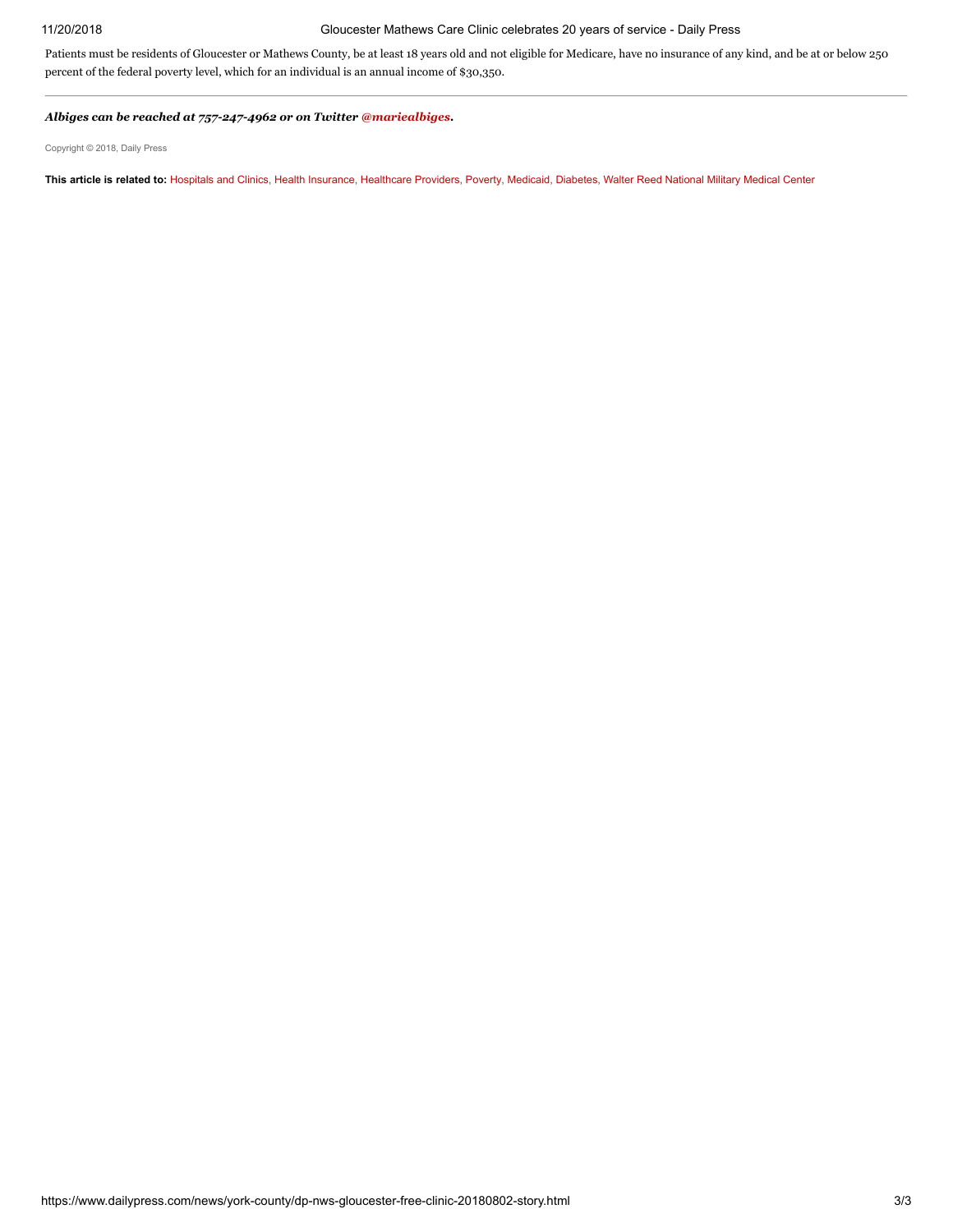Patients must be residents of Gloucester or Mathews County, be at least 18 years old and not eligible for Medicare, have no insurance of any kind, and be at or below 250 percent of the federal poverty level, which for an individual is an annual income of $30,350.

---

***Albiges can be reached at 757-247-4962 or on Twitter @mariealbiges.***

Copyright © 2018, Daily Press

**This article is related to:** Hospitals and Clinics, Health Insurance, Healthcare Providers, Poverty, Medicaid, Diabetes, Walter Reed National Military Medical Center